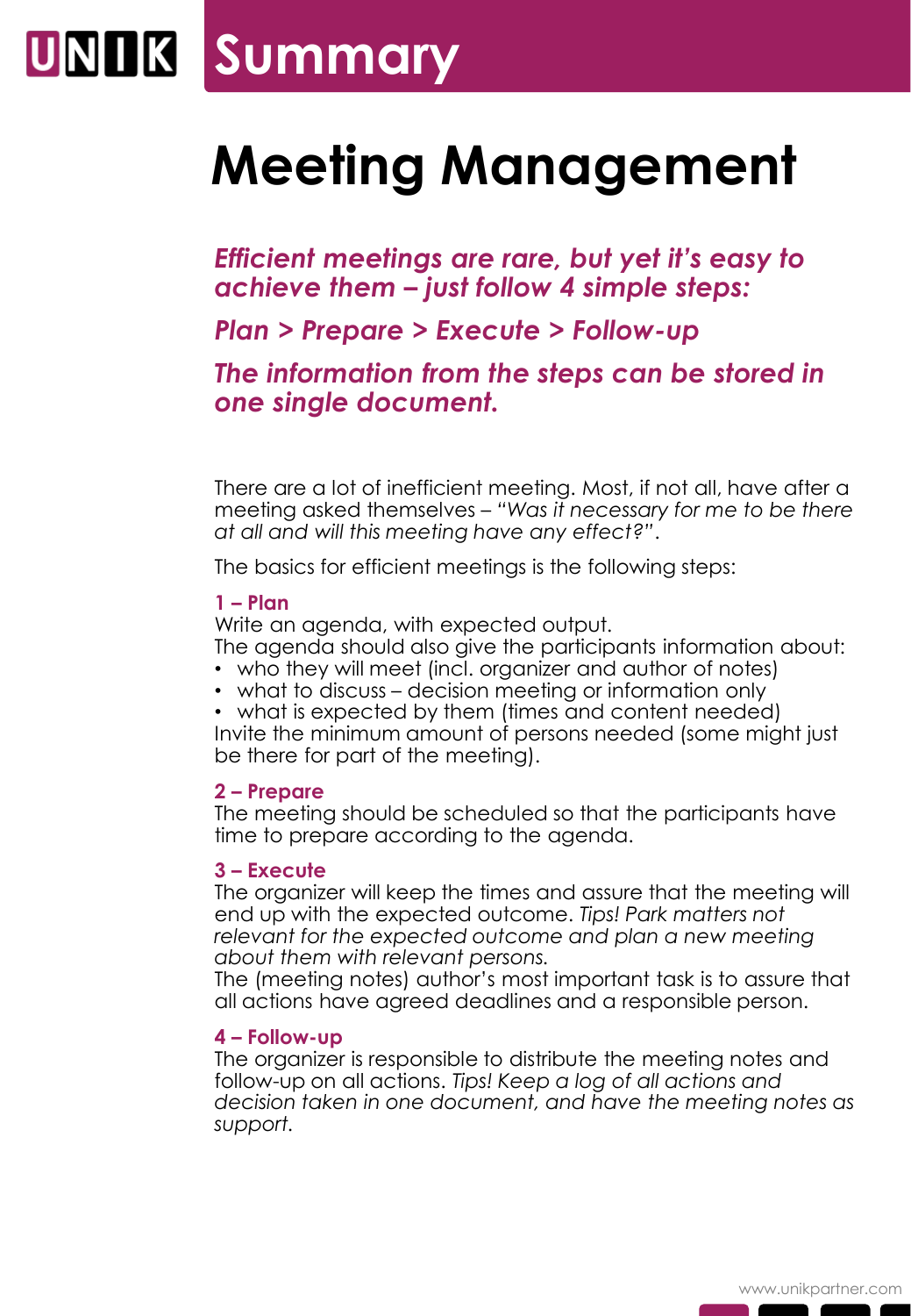# Summary

# Meeting Management

***Efficient meetings are rare, but yet it's easy to achieve them – just follow 4 simple steps:***

***Plan > Prepare > Execute > Follow-up***

***The information from the steps can be stored in one single document.***

There are a lot of inefficient meeting. Most, if not all, have after a meeting asked themselves – *"Was it necessary for me to be there at all and will this meeting have any effect?"*.

The basics for efficient meetings is the following steps:

**1 – Plan**
Write an agenda, with expected output.
The agenda should also give the participants information about:

- who they will meet (incl. organizer and author of notes)
- what to discuss – decision meeting or information only
- what is expected by them (times and content needed)

Invite the minimum amount of persons needed (some might just be there for part of the meeting).

**2 – Prepare**
The meeting should be scheduled so that the participants have time to prepare according to the agenda.

**3 – Execute**
The organizer will keep the times and assure that the meeting will end up with the expected outcome. *Tips! Park matters not relevant for the expected outcome and plan a new meeting about them with relevant persons.*
The (meeting notes) author's most important task is to assure that all actions have agreed deadlines and a responsible person.

**4 – Follow-up**
The organizer is responsible to distribute the meeting notes and follow-up on all actions. *Tips! Keep a log of all actions and decision taken in one document, and have the meeting notes as support.*

www.unikpartner.com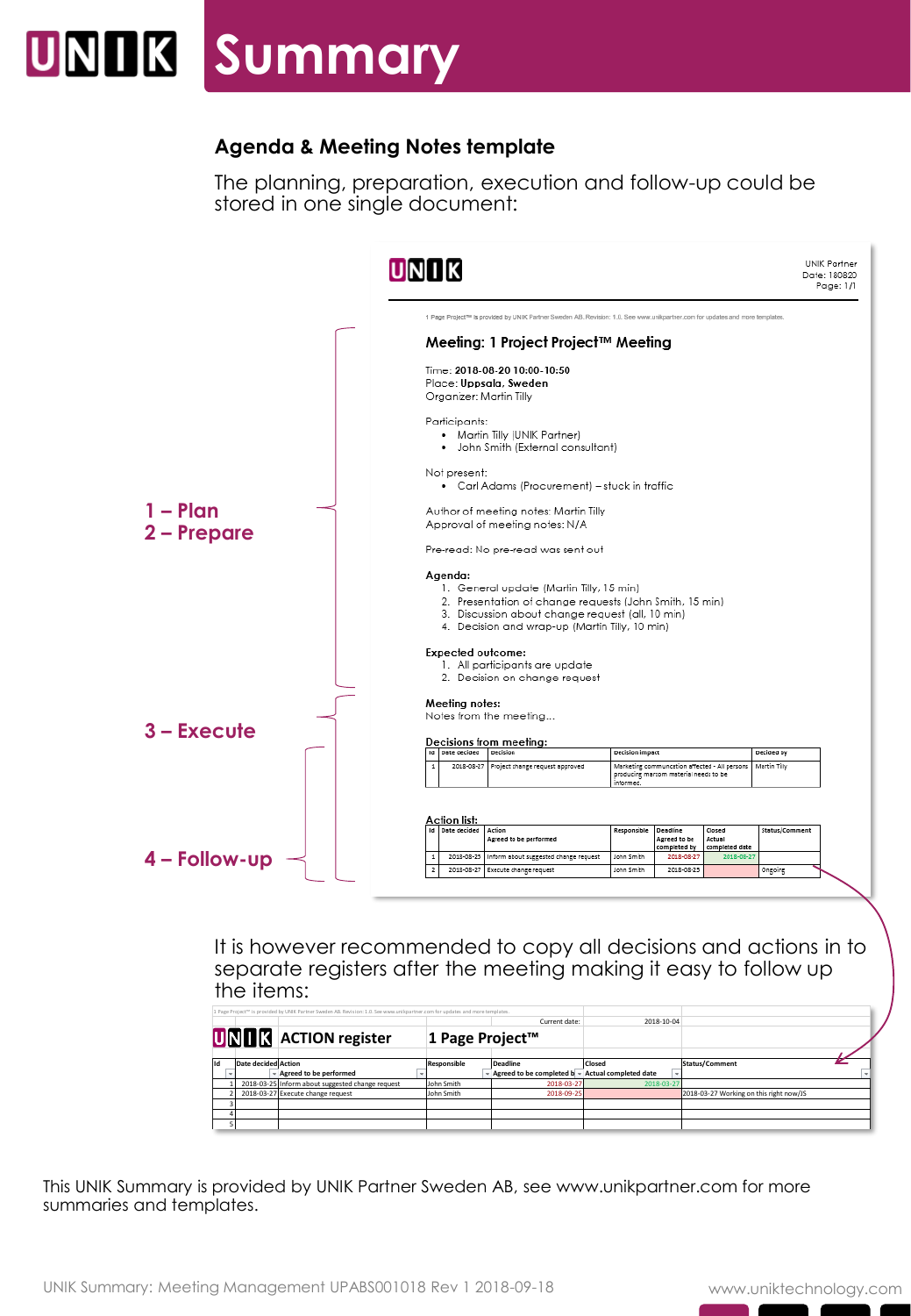# Summary

## Agenda & Meeting Notes template

The planning, preparation, execution and follow-up could be stored in one single document:

UNIK Partner
Date: 180820
Page: 1/1

1 Page Project™ is provided by UNIK Partner Sweden AB. Revision: 1.0. See www.unikpartner.com for updates and more templates.

**1 – Plan**
**2 – Prepare**

### Meeting: 1 Project Project™ Meeting

Time: **2018-08-20 10:00-10:50**
Place: **Uppsala, Sweden**
Organizer: Martin Tilly

Participants:
- Martin Tilly |UNIK Partner)
- John Smith (External consultant)

Not present:
- Carl Adams (Procurement) – stuck in traffic

Author of meeting notes: Martin Tilly
Approval of meeting notes: N/A

Pre-read: No pre-read was sent out

**Agenda:**
1. General update (Martin Tilly, 15 min)
2. Presentation of change requests (John Smith, 15 min)
3. Discussion about change request (all, 10 min)
4. Decision and wrap-up (Martin Tilly, 10 min)

**Expected outcome:**
1. All participants are update
2. Decision on change request

**3 – Execute**

**Meeting notes:**
Notes from the meeting…

**4 – Follow-up**

**Decisions from meeting:**

| Id | Date decided | Decision | Decision impact | Decided by |
|---|---|---|---|---|
| 1 | 2018-03-27 | Project change request approved | Marketing communcation affected - All persons producing marcom material needs to be informed. | Martin Tily |

**Action list:**

| Id | Date decided | Action<br>Agreed to be performed | Responsible | Deadline<br>Agreed to be completed by | Closed<br>Actual completed date | Status/Comment |
|---|---|---|---|---|---|---|
| 1 | 2018-03-25 | Inform about suggested change request | John Smith | 2018-03-27 | 2018-03-27 | |
| 2 | 2018-03-27 | Execute change request | John Smith | 2018-03-25 | | Ongoing |

It is however recommended to copy all decisions and actions in to separate registers after the meeting making it easy to follow up the items:

1 Page Project™ is provided by UNIK Partner Sweden AB. Revision: 1.0. See www.unikpartner.com for updates and more templates.

**ACTION register** — **1 Page Project™** — Current date: 2018-10-04

| Id | Date decided | Action<br>Agreed to be performed | Responsible | Deadline<br>Agreed to be completed by | Closed<br>Actual completed date | Status/Comment |
|---|---|---|---|---|---|---|
| 1 | 2018-03-25 | Inform about suggested change request | John Smith | 2018-03-27 | 2018-03-27 | |
| 2 | 2018-03-27 | Execute change request | John Smith | 2018-09-25 | | 2018-03-27 Working on this right now/JS |
| 3 | | | | | | |
| 4 | | | | | | |
| 5 | | | | | | |

This UNIK Summary is provided by UNIK Partner Sweden AB, see www.unikpartner.com for more summaries and templates.